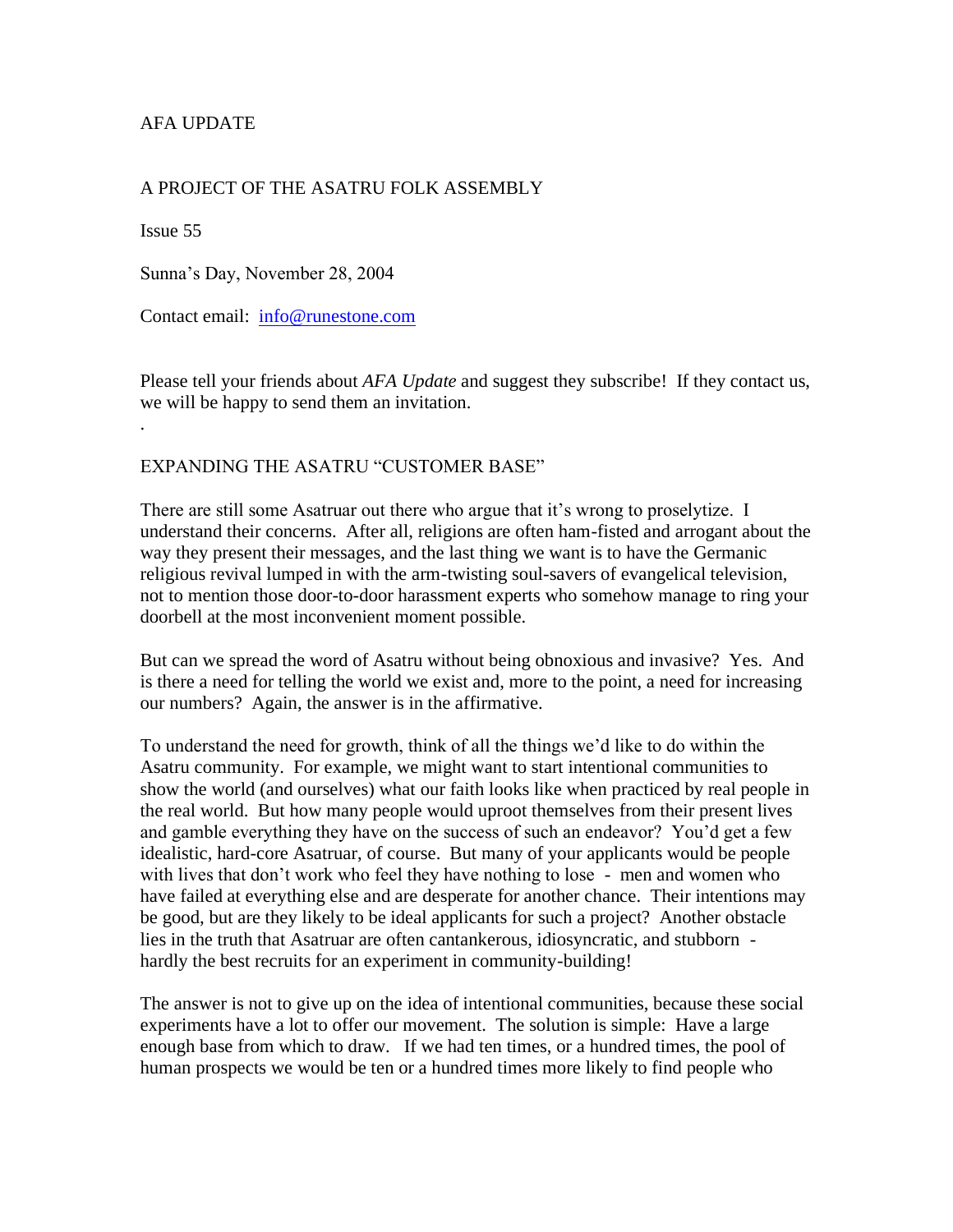AFA UPDATE

A PROJECT OF THE ASATRU FOLK ASSEMBLY

Issue 55

Sunna's Day, November 28, 2004

Contact email: info@runestone.com

Please tell your friends about *AFA Update* and suggest they subscribe! If they contact us, we will be happy to send them an invitation.

.

## EXPANDING THE ASATRU "CUSTOMER BASE"

There are still some Asatruar out there who argue that it's wrong to proselytize. I understand their concerns. After all, religions are often ham-fisted and arrogant about the way they present their messages, and the last thing we want is to have the Germanic religious revival lumped in with the arm-twisting soul-savers of evangelical television, not to mention those door-to-door harassment experts who somehow manage to ring your doorbell at the most inconvenient moment possible.

But can we spread the word of Asatru without being obnoxious and invasive? Yes. And is there a need for telling the world we exist and, more to the point, a need for increasing our numbers? Again, the answer is in the affirmative.

To understand the need for growth, think of all the things we'd like to do within the Asatru community. For example, we might want to start intentional communities to show the world (and ourselves) what our faith looks like when practiced by real people in the real world. But how many people would uproot themselves from their present lives and gamble everything they have on the success of such an endeavor? You'd get a few idealistic, hard-core Asatruar, of course. But many of your applicants would be people with lives that don't work who feel they have nothing to lose - men and women who have failed at everything else and are desperate for another chance. Their intentions may be good, but are they likely to be ideal applicants for such a project? Another obstacle lies in the truth that Asatruar are often cantankerous, idiosyncratic, and stubborn - hardly the best recruits for an experiment in community-building!

The answer is not to give up on the idea of intentional communities, because these social experiments have a lot to offer our movement. The solution is simple: Have a large enough base from which to draw. If we had ten times, or a hundred times, the pool of human prospects we would be ten or a hundred times more likely to find people who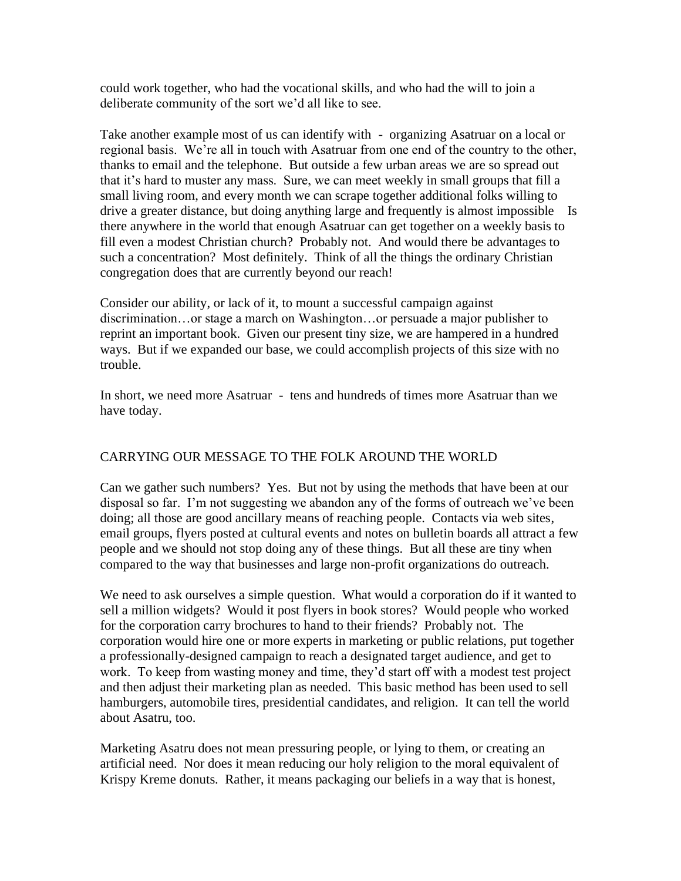could work together, who had the vocational skills, and who had the will to join a deliberate community of the sort we'd all like to see.

Take another example most of us can identify with - organizing Asatruar on a local or regional basis. We're all in touch with Asatruar from one end of the country to the other, thanks to email and the telephone. But outside a few urban areas we are so spread out that it's hard to muster any mass. Sure, we can meet weekly in small groups that fill a small living room, and every month we can scrape together additional folks willing to drive a greater distance, but doing anything large and frequently is almost impossible Is there anywhere in the world that enough Asatruar can get together on a weekly basis to fill even a modest Christian church? Probably not. And would there be advantages to such a concentration? Most definitely. Think of all the things the ordinary Christian congregation does that are currently beyond our reach!

Consider our ability, or lack of it, to mount a successful campaign against discrimination…or stage a march on Washington…or persuade a major publisher to reprint an important book. Given our present tiny size, we are hampered in a hundred ways. But if we expanded our base, we could accomplish projects of this size with no trouble.

In short, we need more Asatruar - tens and hundreds of times more Asatruar than we have today.

## CARRYING OUR MESSAGE TO THE FOLK AROUND THE WORLD

Can we gather such numbers? Yes. But not by using the methods that have been at our disposal so far. I'm not suggesting we abandon any of the forms of outreach we've been doing; all those are good ancillary means of reaching people. Contacts via web sites, email groups, flyers posted at cultural events and notes on bulletin boards all attract a few people and we should not stop doing any of these things. But all these are tiny when compared to the way that businesses and large non-profit organizations do outreach.

We need to ask ourselves a simple question. What would a corporation do if it wanted to sell a million widgets? Would it post flyers in book stores? Would people who worked for the corporation carry brochures to hand to their friends? Probably not. The corporation would hire one or more experts in marketing or public relations, put together a professionally-designed campaign to reach a designated target audience, and get to work. To keep from wasting money and time, they'd start off with a modest test project and then adjust their marketing plan as needed. This basic method has been used to sell hamburgers, automobile tires, presidential candidates, and religion. It can tell the world about Asatru, too.

Marketing Asatru does not mean pressuring people, or lying to them, or creating an artificial need. Nor does it mean reducing our holy religion to the moral equivalent of Krispy Kreme donuts. Rather, it means packaging our beliefs in a way that is honest,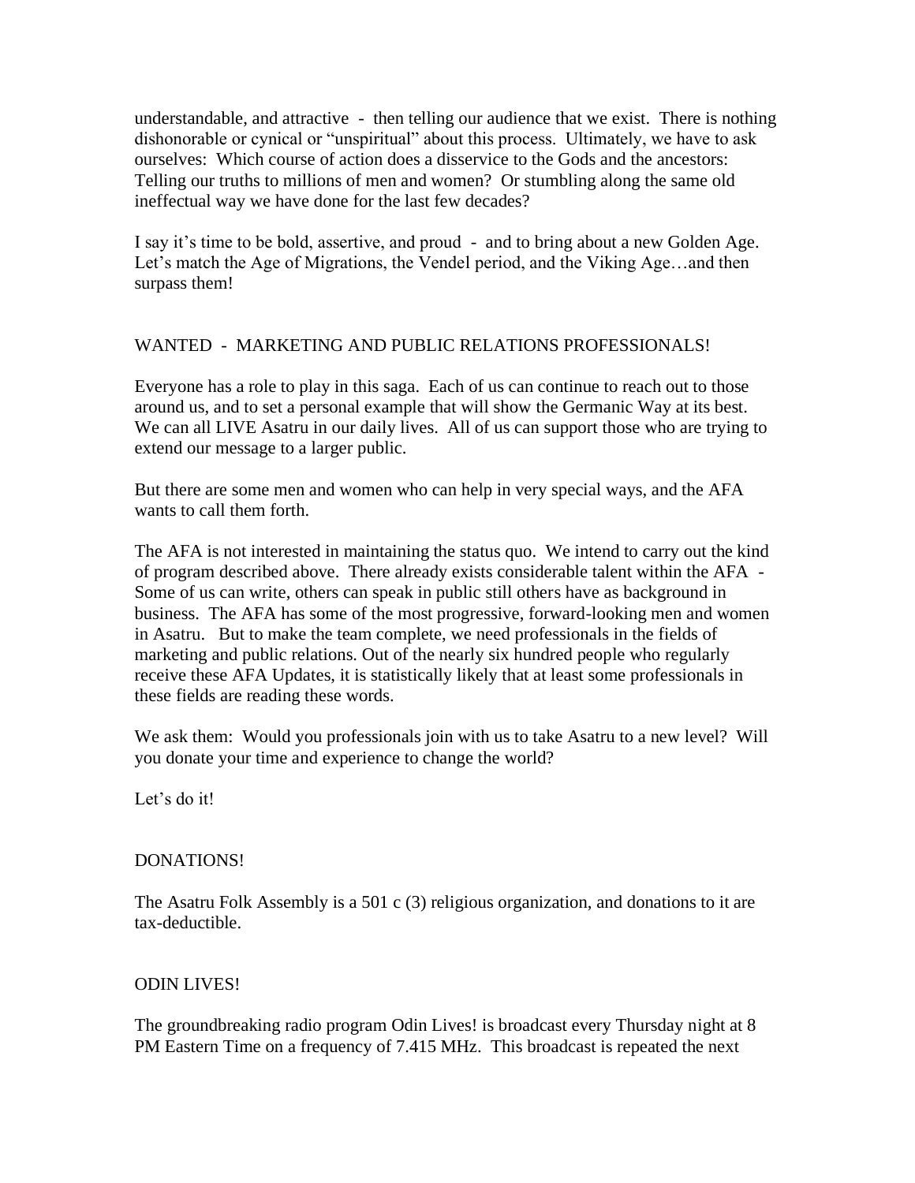understandable, and attractive - then telling our audience that we exist. There is nothing dishonorable or cynical or "unspiritual" about this process. Ultimately, we have to ask ourselves: Which course of action does a disservice to the Gods and the ancestors: Telling our truths to millions of men and women? Or stumbling along the same old ineffectual way we have done for the last few decades?

I say it's time to be bold, assertive, and proud - and to bring about a new Golden Age. Let's match the Age of Migrations, the Vendel period, and the Viking Age…and then surpass them!

## WANTED - MARKETING AND PUBLIC RELATIONS PROFESSIONALS!

Everyone has a role to play in this saga. Each of us can continue to reach out to those around us, and to set a personal example that will show the Germanic Way at its best. We can all LIVE Asatru in our daily lives. All of us can support those who are trying to extend our message to a larger public.

But there are some men and women who can help in very special ways, and the AFA wants to call them forth.

The AFA is not interested in maintaining the status quo. We intend to carry out the kind of program described above. There already exists considerable talent within the AFA - Some of us can write, others can speak in public still others have as background in business. The AFA has some of the most progressive, forward-looking men and women in Asatru. But to make the team complete, we need professionals in the fields of marketing and public relations. Out of the nearly six hundred people who regularly receive these AFA Updates, it is statistically likely that at least some professionals in these fields are reading these words.

We ask them: Would you professionals join with us to take Asatru to a new level? Will you donate your time and experience to change the world?

Let's do it!

## DONATIONS!

The Asatru Folk Assembly is a 501 c (3) religious organization, and donations to it are tax-deductible.

## ODIN LIVES!

The groundbreaking radio program Odin Lives! is broadcast every Thursday night at 8 PM Eastern Time on a frequency of 7.415 MHz. This broadcast is repeated the next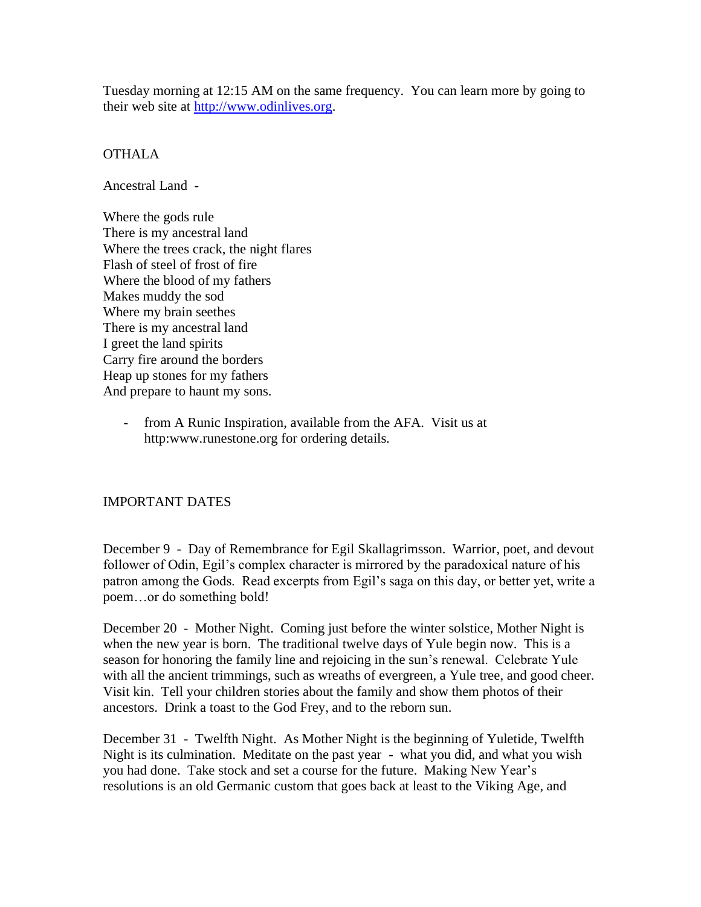Tuesday morning at 12:15 AM on the same frequency. You can learn more by going to their web site at http://www.odinlives.org.

## OTHALA

Ancestral Land -

Where the gods rule
There is my ancestral land
Where the trees crack, the night flares
Flash of steel of frost of fire
Where the blood of my fathers
Makes muddy the sod
Where my brain seethes
There is my ancestral land
I greet the land spirits
Carry fire around the borders
Heap up stones for my fathers
And prepare to haunt my sons.

- from A Runic Inspiration, available from the AFA. Visit us at http:www.runestone.org for ordering details.

## IMPORTANT DATES

December 9 - Day of Remembrance for Egil Skallagrimsson. Warrior, poet, and devout follower of Odin, Egil's complex character is mirrored by the paradoxical nature of his patron among the Gods. Read excerpts from Egil's saga on this day, or better yet, write a poem…or do something bold!

December 20 - Mother Night. Coming just before the winter solstice, Mother Night is when the new year is born. The traditional twelve days of Yule begin now. This is a season for honoring the family line and rejoicing in the sun's renewal. Celebrate Yule with all the ancient trimmings, such as wreaths of evergreen, a Yule tree, and good cheer. Visit kin. Tell your children stories about the family and show them photos of their ancestors. Drink a toast to the God Frey, and to the reborn sun.

December 31 - Twelfth Night. As Mother Night is the beginning of Yuletide, Twelfth Night is its culmination. Meditate on the past year - what you did, and what you wish you had done. Take stock and set a course for the future. Making New Year's resolutions is an old Germanic custom that goes back at least to the Viking Age, and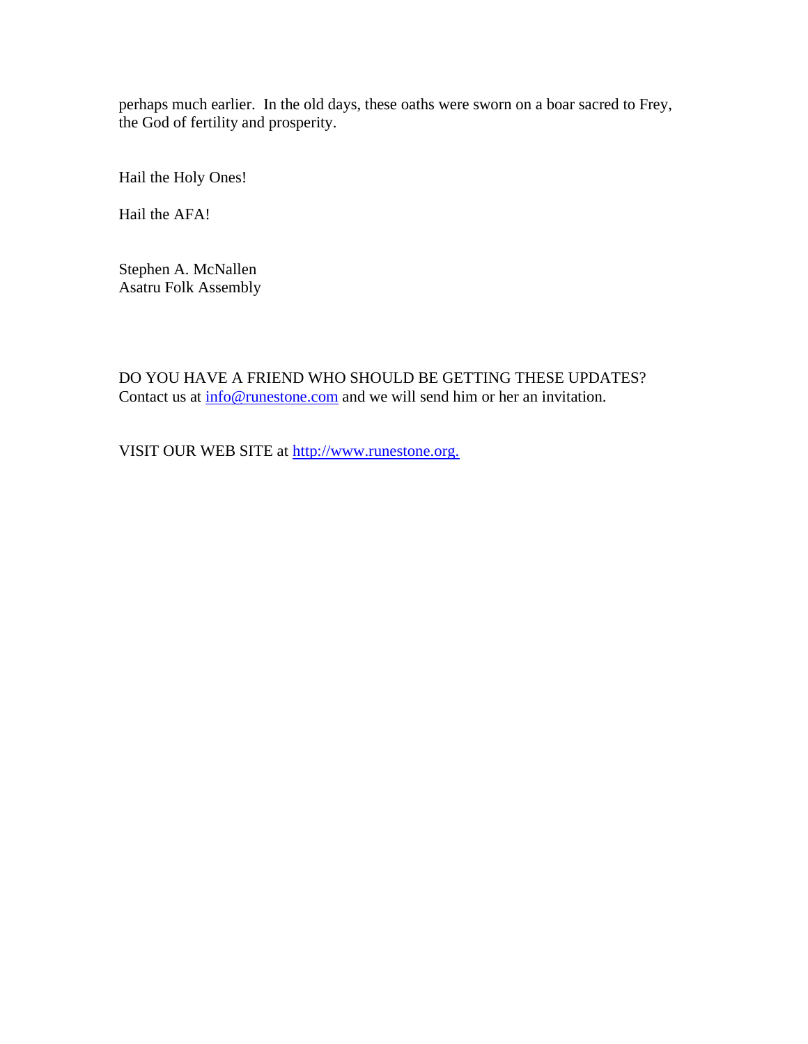perhaps much earlier. In the old days, these oaths were sworn on a boar sacred to Frey, the God of fertility and prosperity.

Hail the Holy Ones!

Hail the AFA!

Stephen A. McNallen
Asatru Folk Assembly

DO YOU HAVE A FRIEND WHO SHOULD BE GETTING THESE UPDATES? Contact us at info@runestone.com and we will send him or her an invitation.

VISIT OUR WEB SITE at http://www.runestone.org.